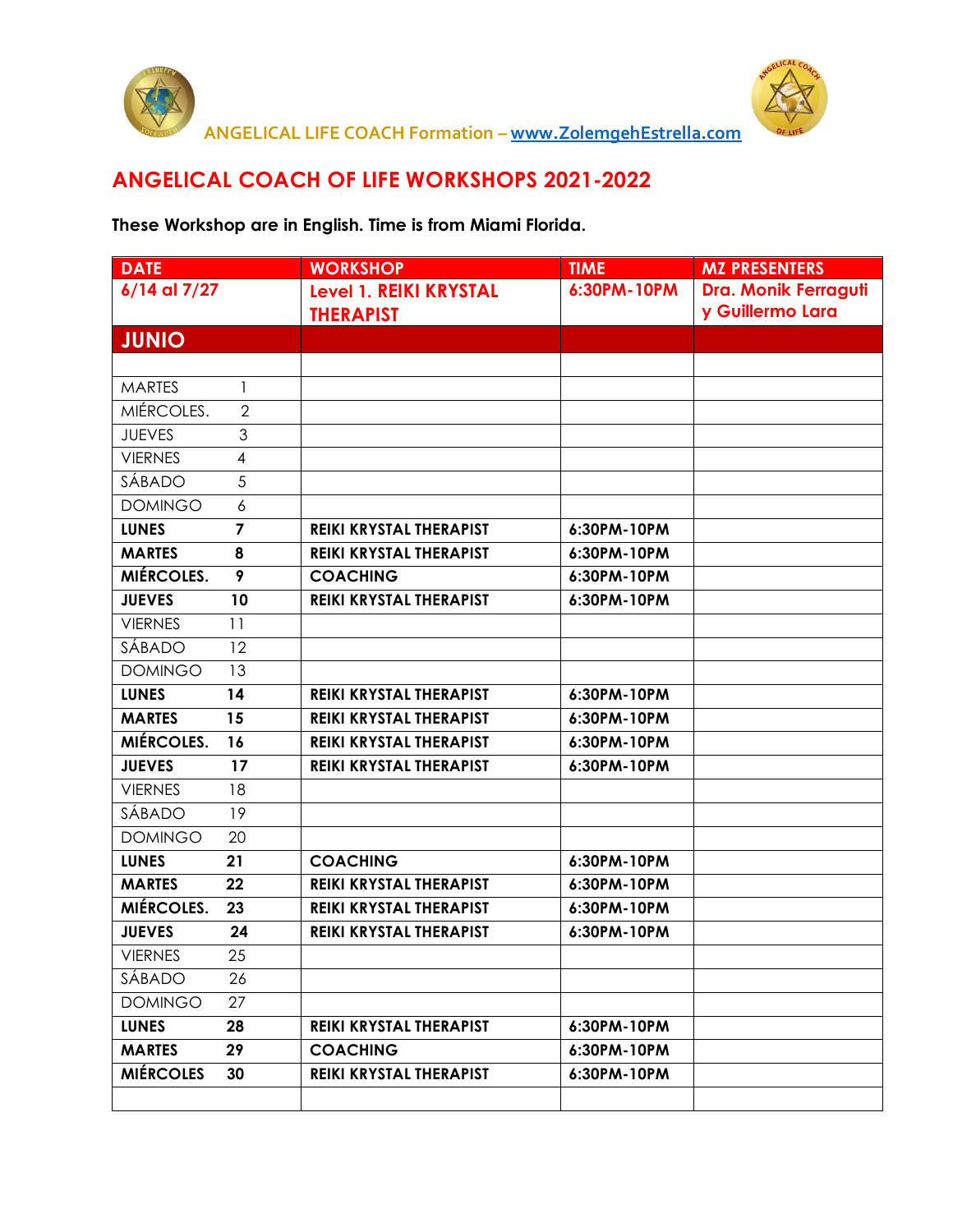ANGELICAL LIFE COACH Formation – www.ZolemgehEstrella.com

## ANGELICAL COACH OF LIFE WORKSHOPS 2021-2022

**These Workshop are in English. Time is from Miami Florida.**

| DATE | | WORKSHOP | TIME | MZ PRESENTERS |
|---|---|---|---|---|
| 6/14 al 7/27 | | Level 1. REIKI KRYSTAL THERAPIST | 6:30PM-10PM | Dra. Monik Ferraguti y Guillermo Lara |
| **JUNIO** | | | | |
| | | | | |
| MARTES | 1 | | | |
| MIÉRCOLES. | 2 | | | |
| JUEVES | 3 | | | |
| VIERNES | 4 | | | |
| SÁBADO | 5 | | | |
| DOMINGO | 6 | | | |
| **LUNES** | **7** | **REIKI KRYSTAL THERAPIST** | **6:30PM-10PM** | |
| **MARTES** | **8** | **REIKI KRYSTAL THERAPIST** | **6:30PM-10PM** | |
| **MIÉRCOLES.** | **9** | **COACHING** | **6:30PM-10PM** | |
| **JUEVES** | **10** | **REIKI KRYSTAL THERAPIST** | **6:30PM-10PM** | |
| VIERNES | 11 | | | |
| SÁBADO | 12 | | | |
| DOMINGO | 13 | | | |
| **LUNES** | **14** | **REIKI KRYSTAL THERAPIST** | **6:30PM-10PM** | |
| **MARTES** | **15** | **REIKI KRYSTAL THERAPIST** | **6:30PM-10PM** | |
| **MIÉRCOLES.** | **16** | **REIKI KRYSTAL THERAPIST** | **6:30PM-10PM** | |
| **JUEVES** | **17** | **REIKI KRYSTAL THERAPIST** | **6:30PM-10PM** | |
| VIERNES | 18 | | | |
| SÁBADO | 19 | | | |
| DOMINGO | 20 | | | |
| **LUNES** | **21** | **COACHING** | **6:30PM-10PM** | |
| **MARTES** | **22** | **REIKI KRYSTAL THERAPIST** | **6:30PM-10PM** | |
| **MIÉRCOLES.** | **23** | **REIKI KRYSTAL THERAPIST** | **6:30PM-10PM** | |
| **JUEVES** | **24** | **REIKI KRYSTAL THERAPIST** | **6:30PM-10PM** | |
| VIERNES | 25 | | | |
| SÁBADO | 26 | | | |
| DOMINGO | 27 | | | |
| **LUNES** | **28** | **REIKI KRYSTAL THERAPIST** | **6:30PM-10PM** | |
| **MARTES** | **29** | **COACHING** | **6:30PM-10PM** | |
| **MIÉRCOLES** | **30** | **REIKI KRYSTAL THERAPIST** | **6:30PM-10PM** | |
| | | | | |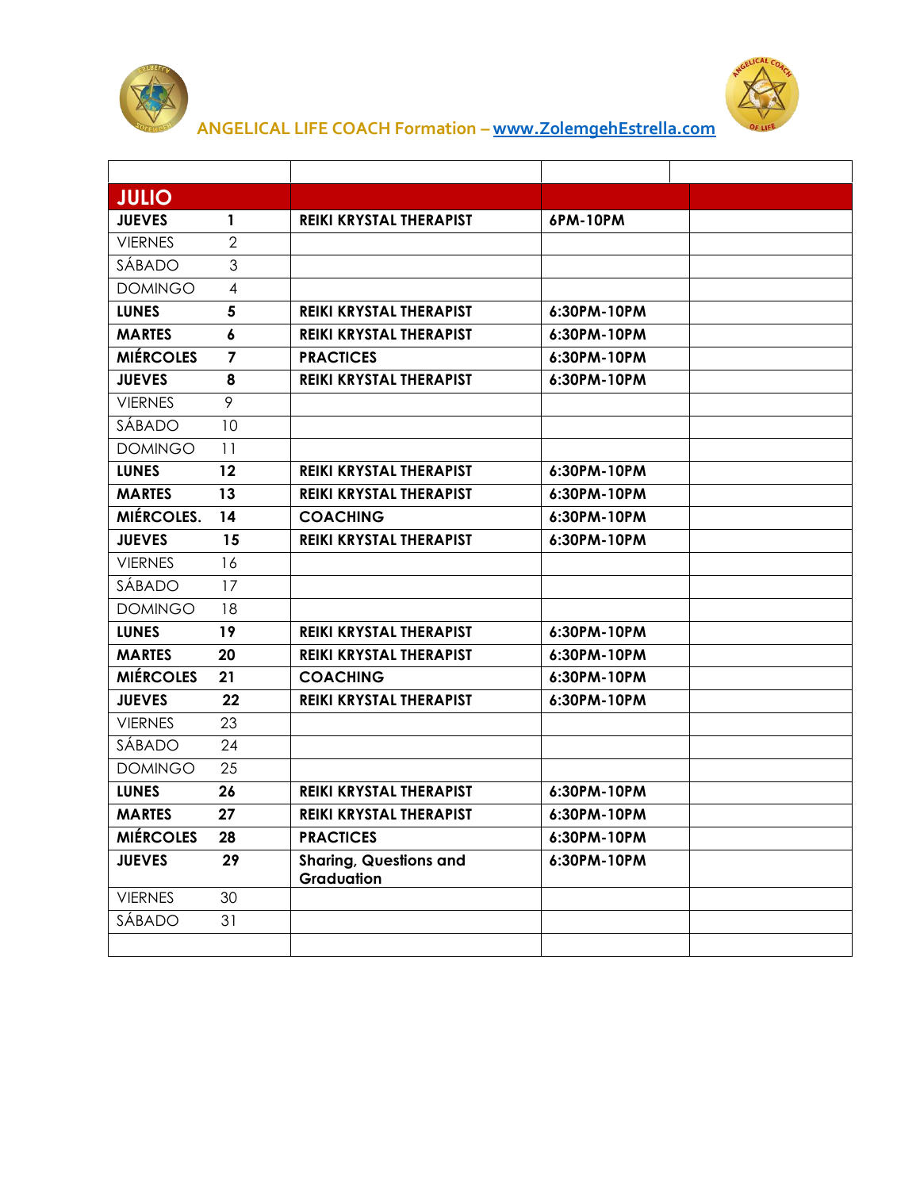ANGELICAL LIFE COACH Formation – www.ZolemgehEstrella.com

| | | | | |
|---|---|---|---|---|
| **JULIO** | | | | |
| **JUEVES** | **1** | **REIKI KRYSTAL THERAPIST** | **6PM-10PM** | |
| VIERNES | 2 | | | |
| SÁBADO | 3 | | | |
| DOMINGO | 4 | | | |
| **LUNES** | **5** | **REIKI KRYSTAL THERAPIST** | **6:30PM-10PM** | |
| **MARTES** | **6** | **REIKI KRYSTAL THERAPIST** | **6:30PM-10PM** | |
| **MIÉRCOLES** | **7** | **PRACTICES** | **6:30PM-10PM** | |
| **JUEVES** | **8** | **REIKI KRYSTAL THERAPIST** | **6:30PM-10PM** | |
| VIERNES | 9 | | | |
| SÁBADO | 10 | | | |
| DOMINGO | 11 | | | |
| **LUNES** | **12** | **REIKI KRYSTAL THERAPIST** | **6:30PM-10PM** | |
| **MARTES** | **13** | **REIKI KRYSTAL THERAPIST** | **6:30PM-10PM** | |
| **MIÉRCOLES.** | **14** | **COACHING** | **6:30PM-10PM** | |
| **JUEVES** | **15** | **REIKI KRYSTAL THERAPIST** | **6:30PM-10PM** | |
| VIERNES | 16 | | | |
| SÁBADO | 17 | | | |
| DOMINGO | 18 | | | |
| **LUNES** | **19** | **REIKI KRYSTAL THERAPIST** | **6:30PM-10PM** | |
| **MARTES** | **20** | **REIKI KRYSTAL THERAPIST** | **6:30PM-10PM** | |
| **MIÉRCOLES** | **21** | **COACHING** | **6:30PM-10PM** | |
| **JUEVES** | **22** | **REIKI KRYSTAL THERAPIST** | **6:30PM-10PM** | |
| VIERNES | 23 | | | |
| SÁBADO | 24 | | | |
| DOMINGO | 25 | | | |
| **LUNES** | **26** | **REIKI KRYSTAL THERAPIST** | **6:30PM-10PM** | |
| **MARTES** | **27** | **REIKI KRYSTAL THERAPIST** | **6:30PM-10PM** | |
| **MIÉRCOLES** | **28** | **PRACTICES** | **6:30PM-10PM** | |
| **JUEVES** | **29** | **Sharing, Questions and Graduation** | **6:30PM-10PM** | |
| VIERNES | 30 | | | |
| SÁBADO | 31 | | | |
| | | | | |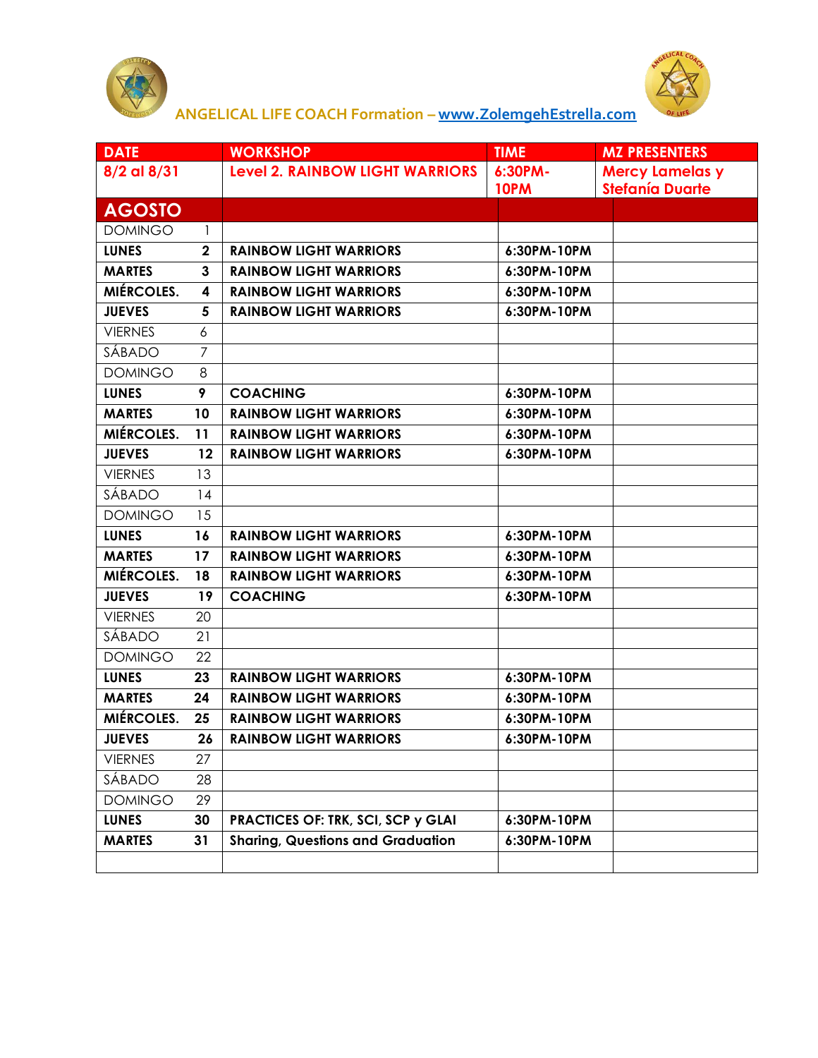ANGELICAL LIFE COACH Formation – www.ZolemgehEstrella.com

| DATE | | WORKSHOP | TIME | MZ PRESENTERS |
|---|---|---|---|---|
| 8/2 al 8/31 | | Level 2. RAINBOW LIGHT WARRIORS | 6:30PM-10PM | Mercy Lamelas y Stefanía Duarte |
| **AGOSTO** | | | | |
| DOMINGO | 1 | | | |
| **LUNES** | **2** | **RAINBOW LIGHT WARRIORS** | **6:30PM-10PM** | |
| **MARTES** | **3** | **RAINBOW LIGHT WARRIORS** | **6:30PM-10PM** | |
| **MIÉRCOLES.** | **4** | **RAINBOW LIGHT WARRIORS** | **6:30PM-10PM** | |
| **JUEVES** | **5** | **RAINBOW LIGHT WARRIORS** | **6:30PM-10PM** | |
| VIERNES | 6 | | | |
| SÁBADO | 7 | | | |
| DOMINGO | 8 | | | |
| **LUNES** | **9** | **COACHING** | **6:30PM-10PM** | |
| **MARTES** | **10** | **RAINBOW LIGHT WARRIORS** | **6:30PM-10PM** | |
| **MIÉRCOLES.** | **11** | **RAINBOW LIGHT WARRIORS** | **6:30PM-10PM** | |
| **JUEVES** | **12** | **RAINBOW LIGHT WARRIORS** | **6:30PM-10PM** | |
| VIERNES | 13 | | | |
| SÁBADO | 14 | | | |
| DOMINGO | 15 | | | |
| **LUNES** | **16** | **RAINBOW LIGHT WARRIORS** | **6:30PM-10PM** | |
| **MARTES** | **17** | **RAINBOW LIGHT WARRIORS** | **6:30PM-10PM** | |
| **MIÉRCOLES.** | **18** | **RAINBOW LIGHT WARRIORS** | **6:30PM-10PM** | |
| **JUEVES** | **19** | **COACHING** | **6:30PM-10PM** | |
| VIERNES | 20 | | | |
| SÁBADO | 21 | | | |
| DOMINGO | 22 | | | |
| **LUNES** | **23** | **RAINBOW LIGHT WARRIORS** | **6:30PM-10PM** | |
| **MARTES** | **24** | **RAINBOW LIGHT WARRIORS** | **6:30PM-10PM** | |
| **MIÉRCOLES.** | **25** | **RAINBOW LIGHT WARRIORS** | **6:30PM-10PM** | |
| **JUEVES** | **26** | **RAINBOW LIGHT WARRIORS** | **6:30PM-10PM** | |
| VIERNES | 27 | | | |
| SÁBADO | 28 | | | |
| DOMINGO | 29 | | | |
| **LUNES** | **30** | **PRACTICES OF: TRK, SCI, SCP y GLAI** | **6:30PM-10PM** | |
| **MARTES** | **31** | **Sharing, Questions and Graduation** | **6:30PM-10PM** | |
| | | | | |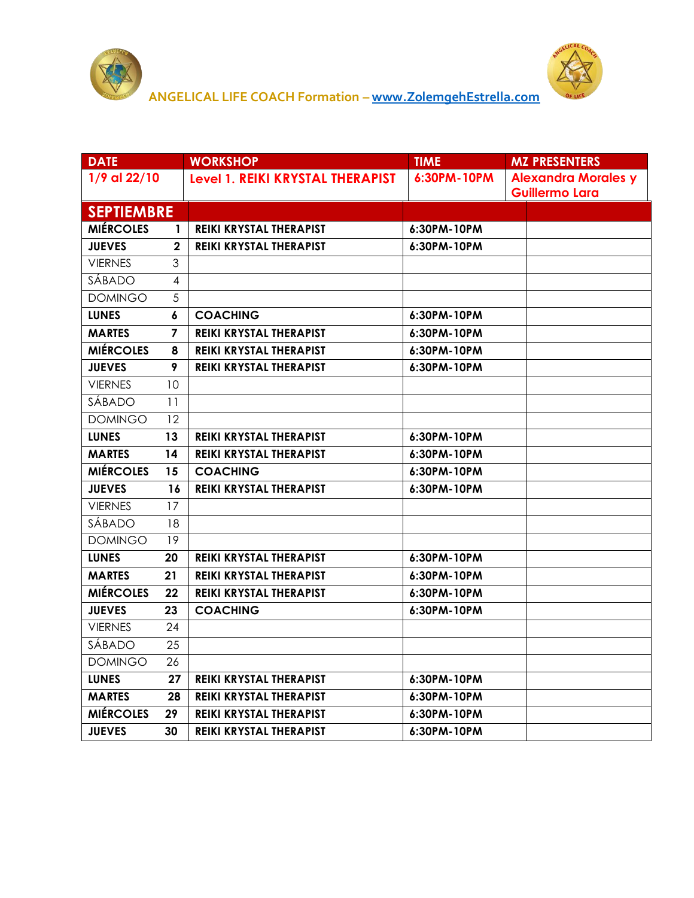ANGELICAL LIFE COACH Formation – www.ZolemgehEstrella.com

| DATE | | WORKSHOP | TIME | MZ PRESENTERS |
|---|---|---|---|---|
| 1/9 al 22/10 | | Level 1. REIKI KRYSTAL THERAPIST | 6:30PM-10PM | Alexandra Morales y Guillermo Lara |
| **SEPTIEMBRE** | | | | |
| **MIÉRCOLES** | **1** | **REIKI KRYSTAL THERAPIST** | **6:30PM-10PM** | |
| **JUEVES** | **2** | **REIKI KRYSTAL THERAPIST** | **6:30PM-10PM** | |
| VIERNES | 3 | | | |
| SÁBADO | 4 | | | |
| DOMINGO | 5 | | | |
| **LUNES** | **6** | **COACHING** | **6:30PM-10PM** | |
| **MARTES** | **7** | **REIKI KRYSTAL THERAPIST** | **6:30PM-10PM** | |
| **MIÉRCOLES** | **8** | **REIKI KRYSTAL THERAPIST** | **6:30PM-10PM** | |
| **JUEVES** | **9** | **REIKI KRYSTAL THERAPIST** | **6:30PM-10PM** | |
| VIERNES | 10 | | | |
| SÁBADO | 11 | | | |
| DOMINGO | 12 | | | |
| **LUNES** | **13** | **REIKI KRYSTAL THERAPIST** | **6:30PM-10PM** | |
| **MARTES** | **14** | **REIKI KRYSTAL THERAPIST** | **6:30PM-10PM** | |
| **MIÉRCOLES** | **15** | **COACHING** | **6:30PM-10PM** | |
| **JUEVES** | **16** | **REIKI KRYSTAL THERAPIST** | **6:30PM-10PM** | |
| VIERNES | 17 | | | |
| SÁBADO | 18 | | | |
| DOMINGO | 19 | | | |
| **LUNES** | **20** | **REIKI KRYSTAL THERAPIST** | **6:30PM-10PM** | |
| **MARTES** | **21** | **REIKI KRYSTAL THERAPIST** | **6:30PM-10PM** | |
| **MIÉRCOLES** | **22** | **REIKI KRYSTAL THERAPIST** | **6:30PM-10PM** | |
| **JUEVES** | **23** | **COACHING** | **6:30PM-10PM** | |
| VIERNES | 24 | | | |
| SÁBADO | 25 | | | |
| DOMINGO | 26 | | | |
| **LUNES** | **27** | **REIKI KRYSTAL THERAPIST** | **6:30PM-10PM** | |
| **MARTES** | **28** | **REIKI KRYSTAL THERAPIST** | **6:30PM-10PM** | |
| **MIÉRCOLES** | **29** | **REIKI KRYSTAL THERAPIST** | **6:30PM-10PM** | |
| **JUEVES** | **30** | **REIKI KRYSTAL THERAPIST** | **6:30PM-10PM** | |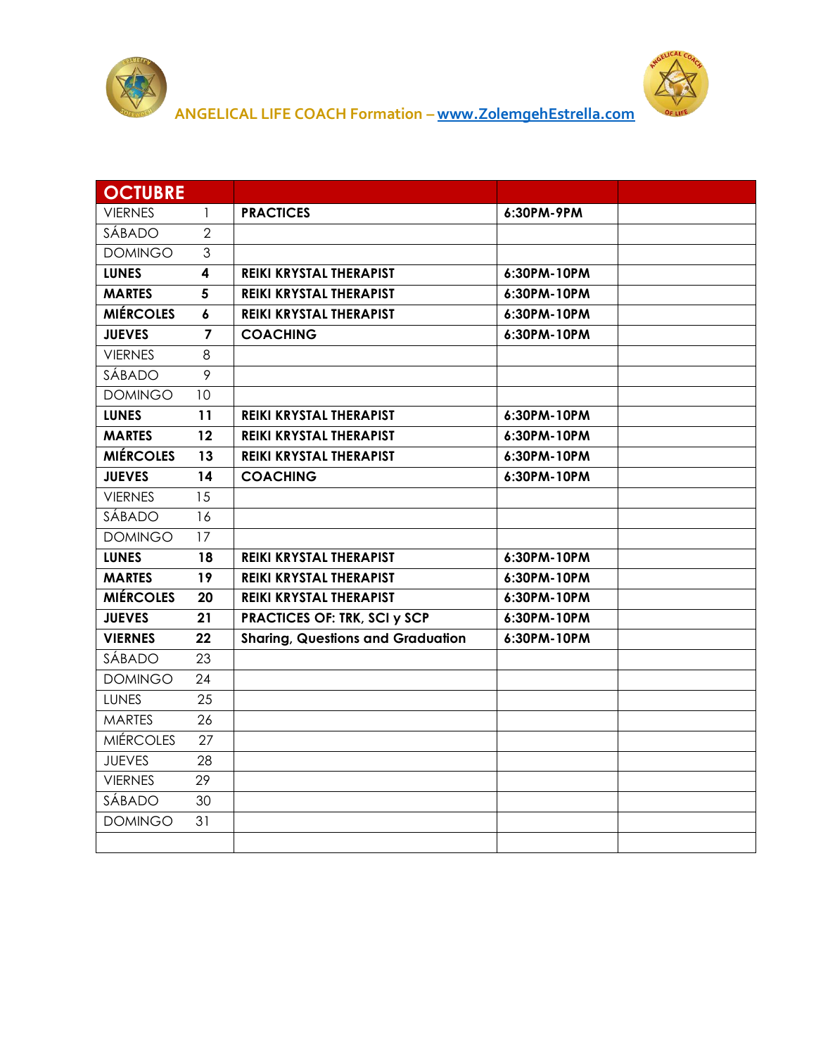ANGELICAL LIFE COACH Formation – www.ZolemgehEstrella.com

| OCTUBRE | | | | |
|---|---|---|---|---|
| VIERNES | 1 | **PRACTICES** | **6:30PM-9PM** | |
| SÁBADO | 2 | | | |
| DOMINGO | 3 | | | |
| **LUNES** | **4** | **REIKI KRYSTAL THERAPIST** | **6:30PM-10PM** | |
| **MARTES** | **5** | **REIKI KRYSTAL THERAPIST** | **6:30PM-10PM** | |
| **MIÉRCOLES** | **6** | **REIKI KRYSTAL THERAPIST** | **6:30PM-10PM** | |
| **JUEVES** | **7** | **COACHING** | **6:30PM-10PM** | |
| VIERNES | 8 | | | |
| SÁBADO | 9 | | | |
| DOMINGO | 10 | | | |
| **LUNES** | **11** | **REIKI KRYSTAL THERAPIST** | **6:30PM-10PM** | |
| **MARTES** | **12** | **REIKI KRYSTAL THERAPIST** | **6:30PM-10PM** | |
| **MIÉRCOLES** | **13** | **REIKI KRYSTAL THERAPIST** | **6:30PM-10PM** | |
| **JUEVES** | **14** | **COACHING** | **6:30PM-10PM** | |
| VIERNES | 15 | | | |
| SÁBADO | 16 | | | |
| DOMINGO | 17 | | | |
| **LUNES** | **18** | **REIKI KRYSTAL THERAPIST** | **6:30PM-10PM** | |
| **MARTES** | **19** | **REIKI KRYSTAL THERAPIST** | **6:30PM-10PM** | |
| **MIÉRCOLES** | **20** | **REIKI KRYSTAL THERAPIST** | **6:30PM-10PM** | |
| **JUEVES** | **21** | **PRACTICES OF: TRK, SCI y SCP** | **6:30PM-10PM** | |
| **VIERNES** | **22** | **Sharing, Questions and Graduation** | **6:30PM-10PM** | |
| SÁBADO | 23 | | | |
| DOMINGO | 24 | | | |
| LUNES | 25 | | | |
| MARTES | 26 | | | |
| MIÉRCOLES | 27 | | | |
| JUEVES | 28 | | | |
| VIERNES | 29 | | | |
| SÁBADO | 30 | | | |
| DOMINGO | 31 | | | |
| | | | | |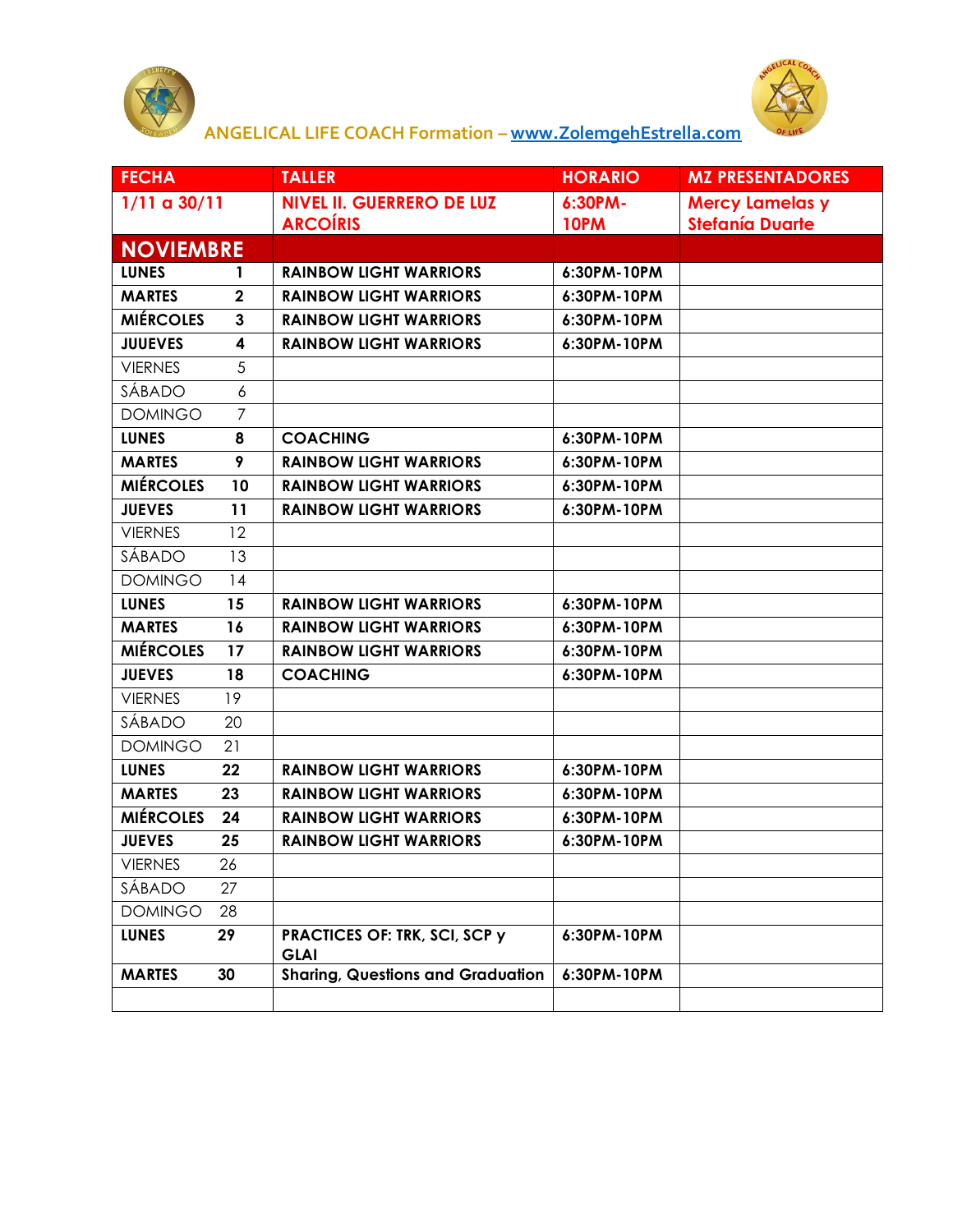ANGELICAL LIFE COACH Formation – www.ZolemgehEstrella.com

| FECHA | | TALLER | HORARIO | MZ PRESENTADORES |
|---|---|---|---|---|
| 1/11 a 30/11 | | NIVEL II. GUERRERO DE LUZ ARCOÍRIS | 6:30PM-10PM | Mercy Lamelas y Stefanía Duarte |
| NOVIEMBRE | | | | |
| LUNES | 1 | RAINBOW LIGHT WARRIORS | 6:30PM-10PM | |
| MARTES | 2 | RAINBOW LIGHT WARRIORS | 6:30PM-10PM | |
| MIÉRCOLES | 3 | RAINBOW LIGHT WARRIORS | 6:30PM-10PM | |
| JUUEVES | 4 | RAINBOW LIGHT WARRIORS | 6:30PM-10PM | |
| VIERNES | 5 | | | |
| SÁBADO | 6 | | | |
| DOMINGO | 7 | | | |
| LUNES | 8 | COACHING | 6:30PM-10PM | |
| MARTES | 9 | RAINBOW LIGHT WARRIORS | 6:30PM-10PM | |
| MIÉRCOLES | 10 | RAINBOW LIGHT WARRIORS | 6:30PM-10PM | |
| JUEVES | 11 | RAINBOW LIGHT WARRIORS | 6:30PM-10PM | |
| VIERNES | 12 | | | |
| SÁBADO | 13 | | | |
| DOMINGO | 14 | | | |
| LUNES | 15 | RAINBOW LIGHT WARRIORS | 6:30PM-10PM | |
| MARTES | 16 | RAINBOW LIGHT WARRIORS | 6:30PM-10PM | |
| MIÉRCOLES | 17 | RAINBOW LIGHT WARRIORS | 6:30PM-10PM | |
| JUEVES | 18 | COACHING | 6:30PM-10PM | |
| VIERNES | 19 | | | |
| SÁBADO | 20 | | | |
| DOMINGO | 21 | | | |
| LUNES | 22 | RAINBOW LIGHT WARRIORS | 6:30PM-10PM | |
| MARTES | 23 | RAINBOW LIGHT WARRIORS | 6:30PM-10PM | |
| MIÉRCOLES | 24 | RAINBOW LIGHT WARRIORS | 6:30PM-10PM | |
| JUEVES | 25 | RAINBOW LIGHT WARRIORS | 6:30PM-10PM | |
| VIERNES | 26 | | | |
| SÁBADO | 27 | | | |
| DOMINGO | 28 | | | |
| LUNES | 29 | PRACTICES OF: TRK, SCI, SCP y GLAI | 6:30PM-10PM | |
| MARTES | 30 | Sharing, Questions and Graduation | 6:30PM-10PM | |
| | | | | |